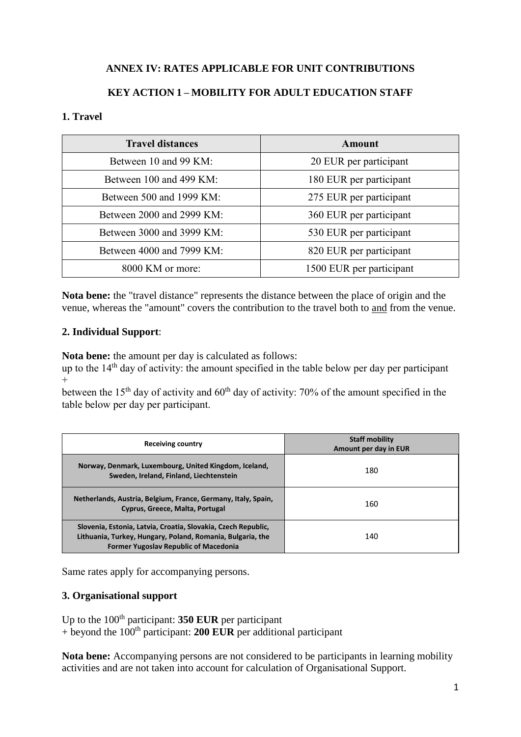**ANNEX IV: RATES APPLICABLE FOR UNIT CONTRIBUTIONS**

**KEY ACTION 1 – MOBILITY FOR ADULT EDUCATION STAFF**

## 1. Travel

| Travel distances | Amount |
|---|---|
| Between 10 and 99 KM: | 20 EUR per participant |
| Between 100 and 499 KM: | 180 EUR per participant |
| Between 500 and 1999 KM: | 275 EUR per participant |
| Between 2000 and 2999 KM: | 360 EUR per participant |
| Between 3000 and 3999 KM: | 530 EUR per participant |
| Between 4000 and 7999 KM: | 820 EUR per participant |
| 8000 KM or more: | 1500 EUR per participant |

**Nota bene:** the "travel distance" represents the distance between the place of origin and the venue, whereas the "amount" covers the contribution to the travel both to and from the venue.

## 2. Individual Support:

**Nota bene:** the amount per day is calculated as follows:
up to the 14th day of activity: the amount specified in the table below per day per participant
+
between the 15th day of activity and 60th day of activity: 70% of the amount specified in the table below per day per participant.

| Receiving country | Staff mobility Amount per day in EUR |
|---|---|
| Norway, Denmark, Luxembourg, United Kingdom, Iceland, Sweden, Ireland, Finland, Liechtenstein | 180 |
| Netherlands, Austria, Belgium, France, Germany, Italy, Spain, Cyprus, Greece, Malta, Portugal | 160 |
| Slovenia, Estonia, Latvia, Croatia, Slovakia, Czech Republic, Lithuania, Turkey, Hungary, Poland, Romania, Bulgaria, the Former Yugoslav Republic of Macedonia | 140 |

Same rates apply for accompanying persons.

## 3. Organisational support

Up to the 100th participant: **350 EUR** per participant
+ beyond the 100th participant: **200 EUR** per additional participant

**Nota bene:** Accompanying persons are not considered to be participants in learning mobility activities and are not taken into account for calculation of Organisational Support.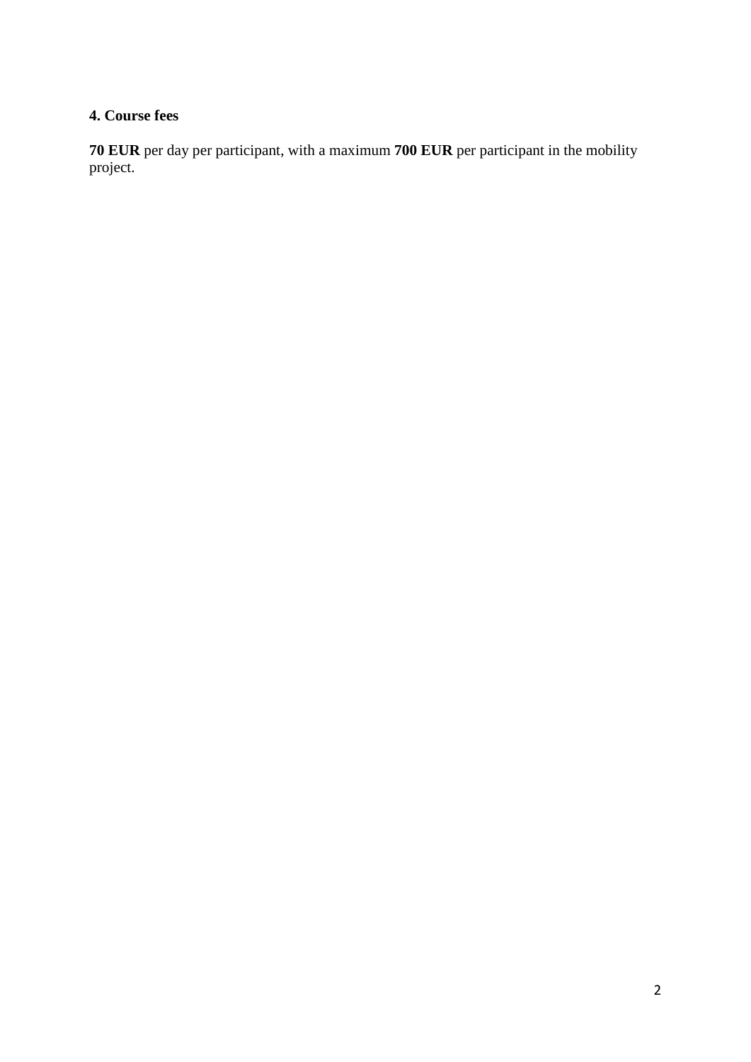## 4. Course fees

**70 EUR** per day per participant, with a maximum **700 EUR** per participant in the mobility project.